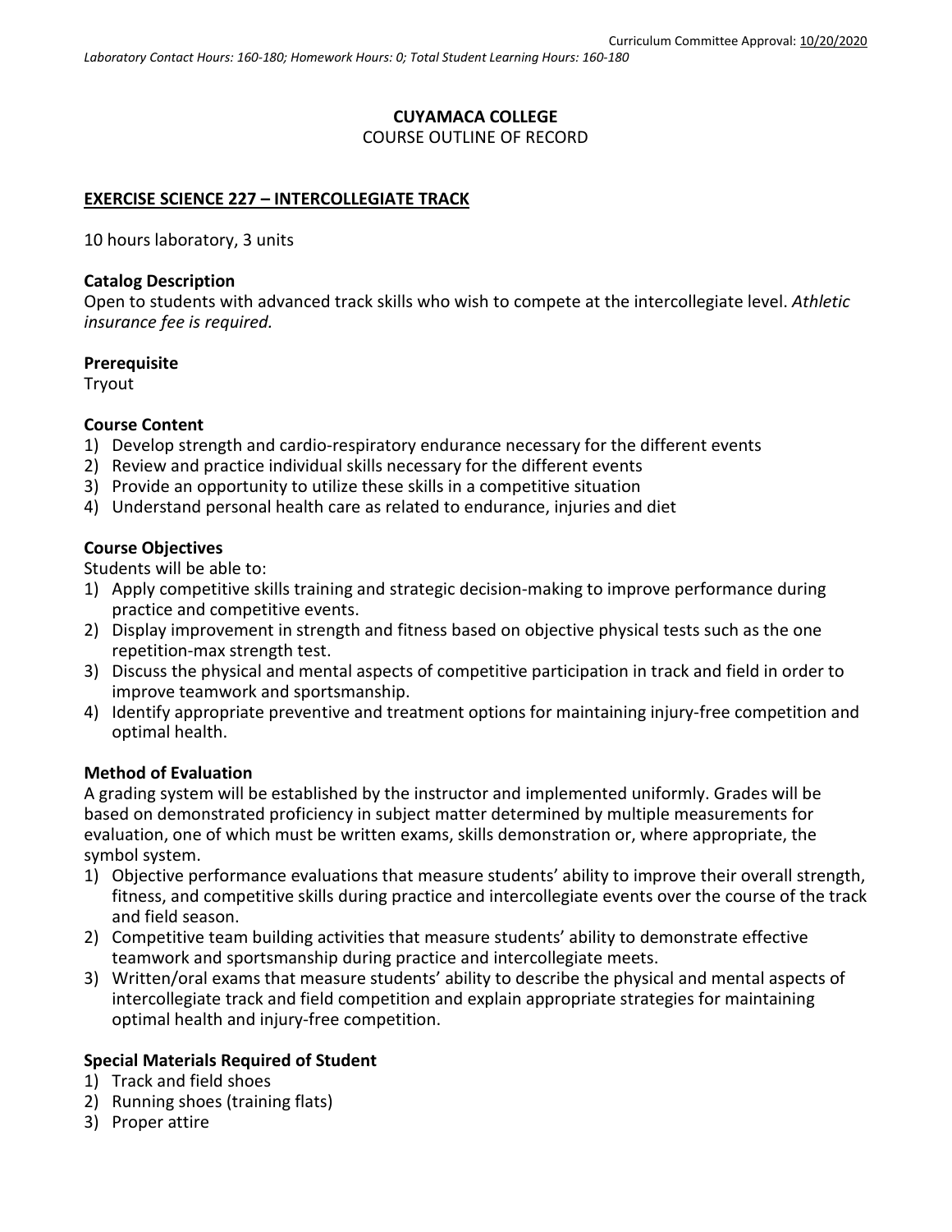Curriculum Committee Approval: 10/20/2020

*Laboratory Contact Hours: 160-180; Homework Hours: 0; Total Student Learning Hours: 160-180*

**CUYAMACA COLLEGE**

COURSE OUTLINE OF RECORD

## EXERCISE SCIENCE 227 – INTERCOLLEGIATE TRACK

10 hours laboratory, 3 units

### Catalog Description

Open to students with advanced track skills who wish to compete at the intercollegiate level. *Athletic insurance fee is required.*

### Prerequisite

Tryout

### Course Content

1) Develop strength and cardio-respiratory endurance necessary for the different events
2) Review and practice individual skills necessary for the different events
3) Provide an opportunity to utilize these skills in a competitive situation
4) Understand personal health care as related to endurance, injuries and diet

### Course Objectives

Students will be able to:

1) Apply competitive skills training and strategic decision-making to improve performance during practice and competitive events.
2) Display improvement in strength and fitness based on objective physical tests such as the one repetition-max strength test.
3) Discuss the physical and mental aspects of competitive participation in track and field in order to improve teamwork and sportsmanship.
4) Identify appropriate preventive and treatment options for maintaining injury-free competition and optimal health.

### Method of Evaluation

A grading system will be established by the instructor and implemented uniformly. Grades will be based on demonstrated proficiency in subject matter determined by multiple measurements for evaluation, one of which must be written exams, skills demonstration or, where appropriate, the symbol system.

1) Objective performance evaluations that measure students' ability to improve their overall strength, fitness, and competitive skills during practice and intercollegiate events over the course of the track and field season.
2) Competitive team building activities that measure students' ability to demonstrate effective teamwork and sportsmanship during practice and intercollegiate meets.
3) Written/oral exams that measure students' ability to describe the physical and mental aspects of intercollegiate track and field competition and explain appropriate strategies for maintaining optimal health and injury-free competition.

### Special Materials Required of Student

1) Track and field shoes
2) Running shoes (training flats)
3) Proper attire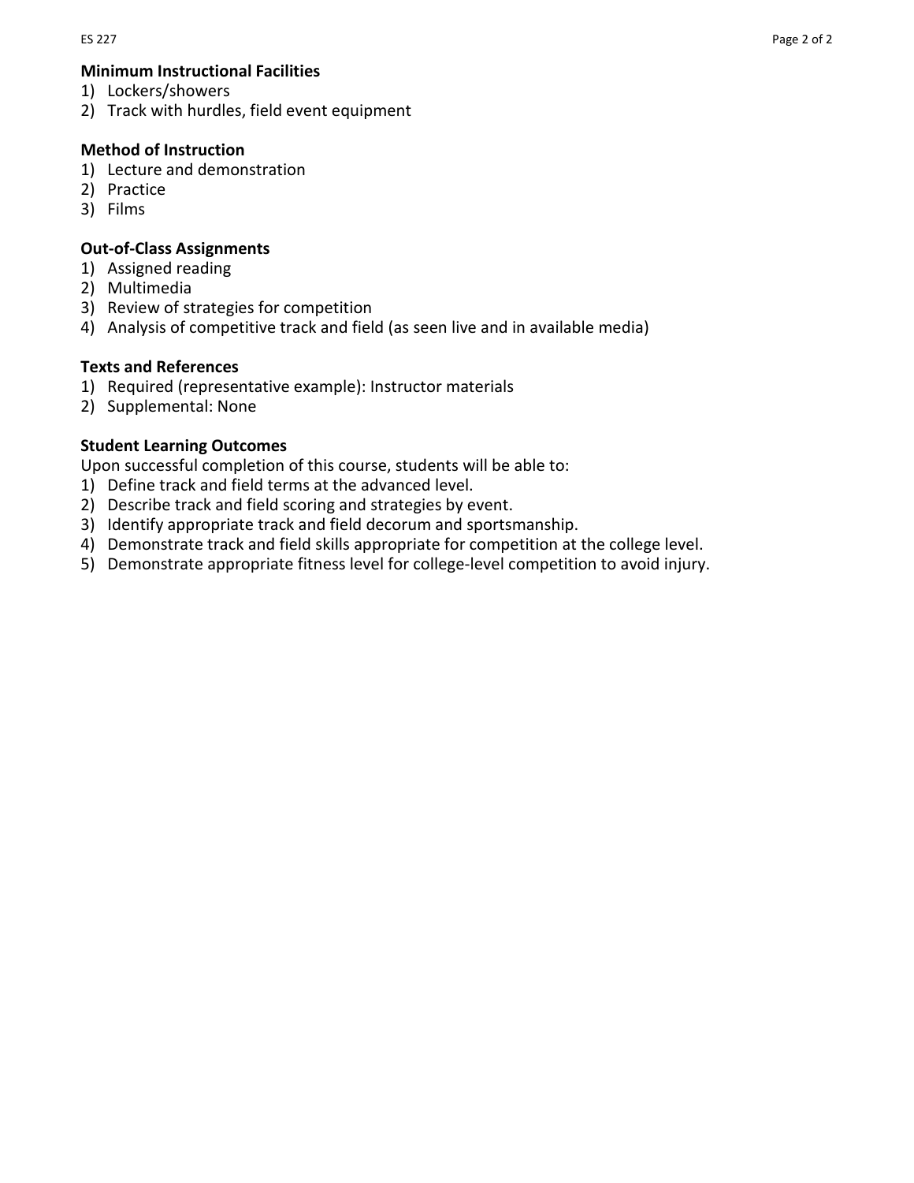**Minimum Instructional Facilities**

1) Lockers/showers
2) Track with hurdles, field event equipment

**Method of Instruction**

1) Lecture and demonstration
2) Practice
3) Films

**Out-of-Class Assignments**

1) Assigned reading
2) Multimedia
3) Review of strategies for competition
4) Analysis of competitive track and field (as seen live and in available media)

**Texts and References**

1) Required (representative example): Instructor materials
2) Supplemental: None

**Student Learning Outcomes**

Upon successful completion of this course, students will be able to:

1) Define track and field terms at the advanced level.
2) Describe track and field scoring and strategies by event.
3) Identify appropriate track and field decorum and sportsmanship.
4) Demonstrate track and field skills appropriate for competition at the college level.
5) Demonstrate appropriate fitness level for college-level competition to avoid injury.